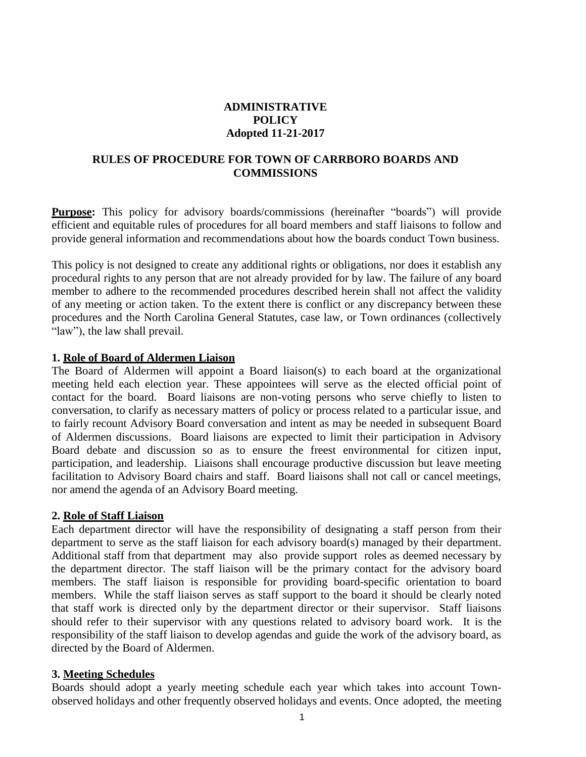**ADMINISTRATIVE POLICY**
**Adopted 11-21-2017**

# RULES OF PROCEDURE FOR TOWN OF CARRBORO BOARDS AND COMMISSIONS

**<u>Purpose</u>:** This policy for advisory boards/commissions (hereinafter "boards") will provide efficient and equitable rules of procedures for all board members and staff liaisons to follow and provide general information and recommendations about how the boards conduct Town business.

This policy is not designed to create any additional rights or obligations, nor does it establish any procedural rights to any person that are not already provided for by law. The failure of any board member to adhere to the recommended procedures described herein shall not affect the validity of any meeting or action taken. To the extent there is conflict or any discrepancy between these procedures and the North Carolina General Statutes, case law, or Town ordinances (collectively "law"), the law shall prevail.

## 1. <u>Role of Board of Aldermen Liaison</u>

The Board of Aldermen will appoint a Board liaison(s) to each board at the organizational meeting held each election year. These appointees will serve as the elected official point of contact for the board. Board liaisons are non-voting persons who serve chiefly to listen to conversation, to clarify as necessary matters of policy or process related to a particular issue, and to fairly recount Advisory Board conversation and intent as may be needed in subsequent Board of Aldermen discussions. Board liaisons are expected to limit their participation in Advisory Board debate and discussion so as to ensure the freest environmental for citizen input, participation, and leadership. Liaisons shall encourage productive discussion but leave meeting facilitation to Advisory Board chairs and staff. Board liaisons shall not call or cancel meetings, nor amend the agenda of an Advisory Board meeting.

## 2. <u>Role of Staff Liaison</u>

Each department director will have the responsibility of designating a staff person from their department to serve as the staff liaison for each advisory board(s) managed by their department. Additional staff from that department may also provide support roles as deemed necessary by the department director. The staff liaison will be the primary contact for the advisory board members. The staff liaison is responsible for providing board-specific orientation to board members. While the staff liaison serves as staff support to the board it should be clearly noted that staff work is directed only by the department director or their supervisor. Staff liaisons should refer to their supervisor with any questions related to advisory board work. It is the responsibility of the staff liaison to develop agendas and guide the work of the advisory board, as directed by the Board of Aldermen.

## 3. <u>Meeting Schedules</u>

Boards should adopt a yearly meeting schedule each year which takes into account Town-observed holidays and other frequently observed holidays and events. Once adopted, the meeting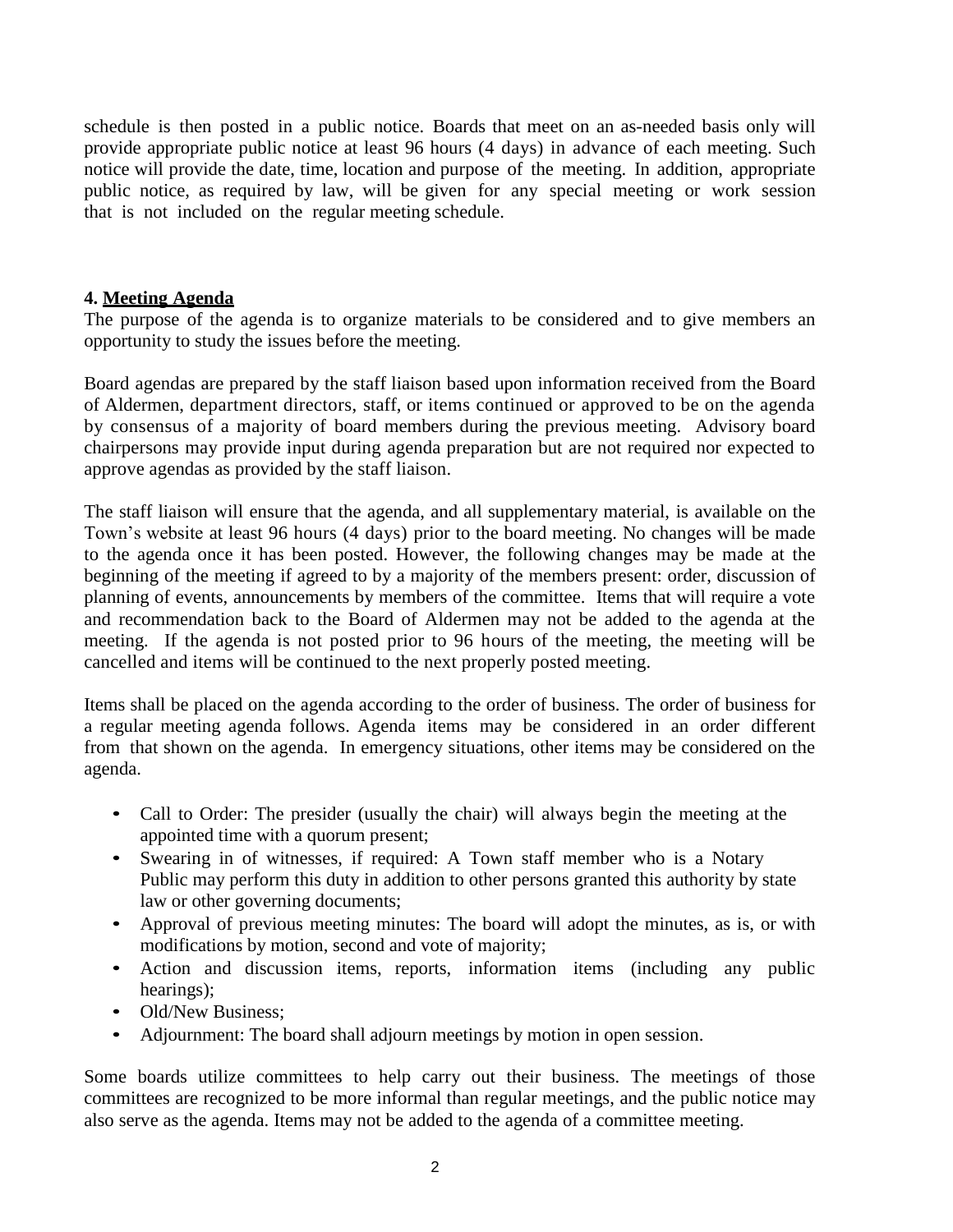schedule is then posted in a public notice. Boards that meet on an as-needed basis only will provide appropriate public notice at least 96 hours (4 days) in advance of each meeting. Such notice will provide the date, time, location and purpose of the meeting. In addition, appropriate public notice, as required by law, will be given for any special meeting or work session that is not included on the regular meeting schedule.

**4. Meeting Agenda**

The purpose of the agenda is to organize materials to be considered and to give members an opportunity to study the issues before the meeting.

Board agendas are prepared by the staff liaison based upon information received from the Board of Aldermen, department directors, staff, or items continued or approved to be on the agenda by consensus of a majority of board members during the previous meeting. Advisory board chairpersons may provide input during agenda preparation but are not required nor expected to approve agendas as provided by the staff liaison.

The staff liaison will ensure that the agenda, and all supplementary material, is available on the Town's website at least 96 hours (4 days) prior to the board meeting. No changes will be made to the agenda once it has been posted. However, the following changes may be made at the beginning of the meeting if agreed to by a majority of the members present: order, discussion of planning of events, announcements by members of the committee. Items that will require a vote and recommendation back to the Board of Aldermen may not be added to the agenda at the meeting. If the agenda is not posted prior to 96 hours of the meeting, the meeting will be cancelled and items will be continued to the next properly posted meeting.

Items shall be placed on the agenda according to the order of business. The order of business for a regular meeting agenda follows. Agenda items may be considered in an order different from that shown on the agenda. In emergency situations, other items may be considered on the agenda.

- Call to Order: The presider (usually the chair) will always begin the meeting at the appointed time with a quorum present;
- Swearing in of witnesses, if required: A Town staff member who is a Notary Public may perform this duty in addition to other persons granted this authority by state law or other governing documents;
- Approval of previous meeting minutes: The board will adopt the minutes, as is, or with modifications by motion, second and vote of majority;
- Action and discussion items, reports, information items (including any public hearings);
- Old/New Business;
- Adjournment: The board shall adjourn meetings by motion in open session.

Some boards utilize committees to help carry out their business. The meetings of those committees are recognized to be more informal than regular meetings, and the public notice may also serve as the agenda. Items may not be added to the agenda of a committee meeting.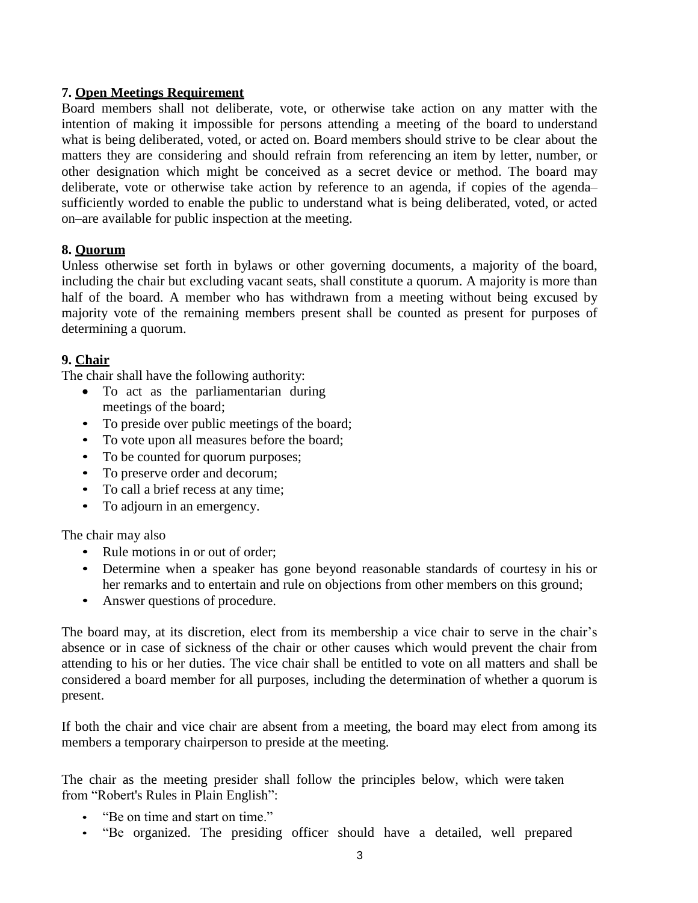**7. Open Meetings Requirement**

Board members shall not deliberate, vote, or otherwise take action on any matter with the intention of making it impossible for persons attending a meeting of the board to understand what is being deliberated, voted, or acted on. Board members should strive to be clear about the matters they are considering and should refrain from referencing an item by letter, number, or other designation which might be conceived as a secret device or method. The board may deliberate, vote or otherwise take action by reference to an agenda, if copies of the agenda–sufficiently worded to enable the public to understand what is being deliberated, voted, or acted on–are available for public inspection at the meeting.

**8. Quorum**

Unless otherwise set forth in bylaws or other governing documents, a majority of the board, including the chair but excluding vacant seats, shall constitute a quorum. A majority is more than half of the board. A member who has withdrawn from a meeting without being excused by majority vote of the remaining members present shall be counted as present for purposes of determining a quorum.

**9. Chair**

The chair shall have the following authority:

- To act as the parliamentarian during meetings of the board;
- To preside over public meetings of the board;
- To vote upon all measures before the board;
- To be counted for quorum purposes;
- To preserve order and decorum;
- To call a brief recess at any time;
- To adjourn in an emergency.

The chair may also

- Rule motions in or out of order;
- Determine when a speaker has gone beyond reasonable standards of courtesy in his or her remarks and to entertain and rule on objections from other members on this ground;
- Answer questions of procedure.

The board may, at its discretion, elect from its membership a vice chair to serve in the chair's absence or in case of sickness of the chair or other causes which would prevent the chair from attending to his or her duties. The vice chair shall be entitled to vote on all matters and shall be considered a board member for all purposes, including the determination of whether a quorum is present.

If both the chair and vice chair are absent from a meeting, the board may elect from among its members a temporary chairperson to preside at the meeting.

The chair as the meeting presider shall follow the principles below, which were taken from "Robert's Rules in Plain English":

- "Be on time and start on time."
- "Be organized. The presiding officer should have a detailed, well prepared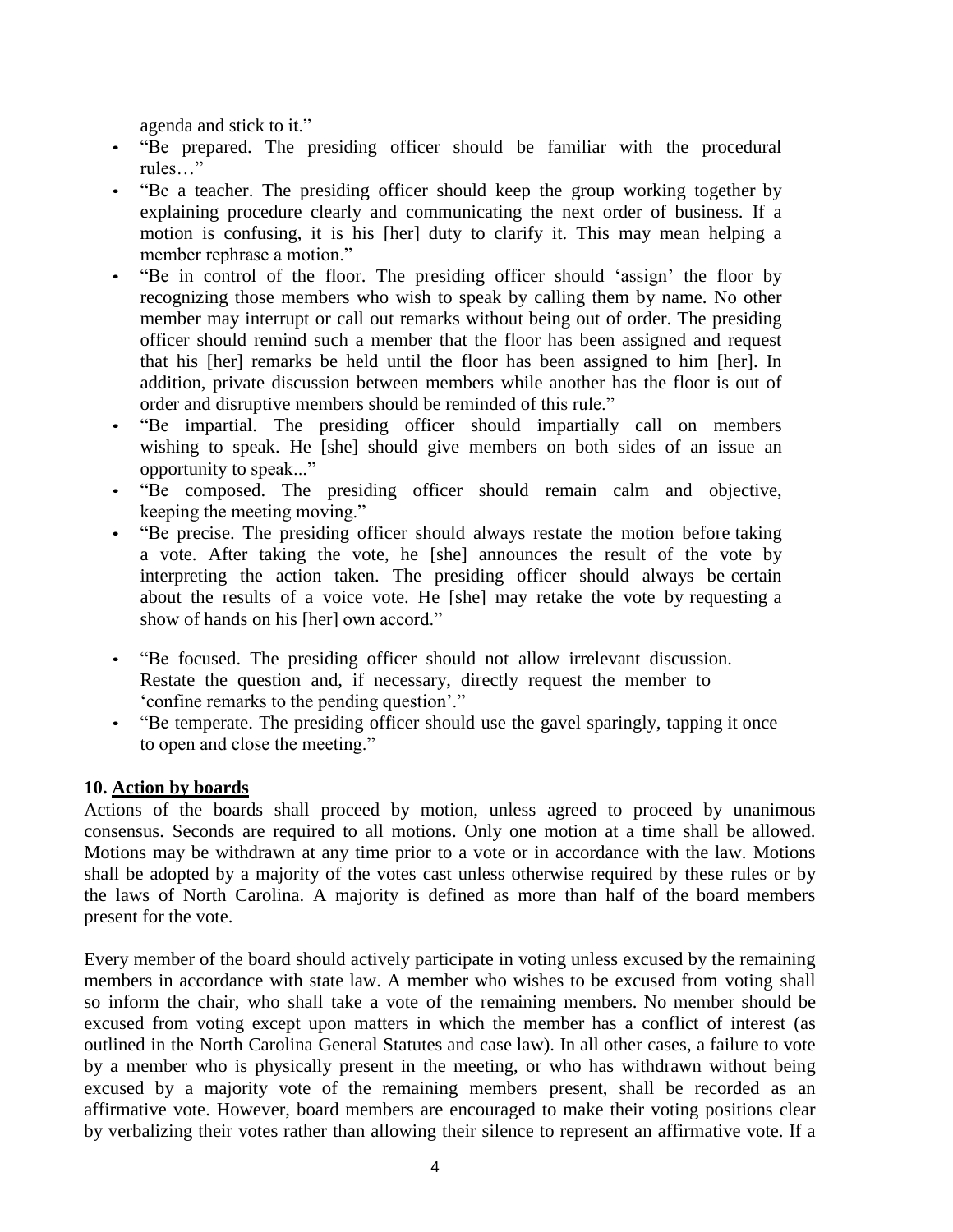agenda and stick to it."

- "Be prepared. The presiding officer should be familiar with the procedural rules…"
- "Be a teacher. The presiding officer should keep the group working together by explaining procedure clearly and communicating the next order of business. If a motion is confusing, it is his [her] duty to clarify it. This may mean helping a member rephrase a motion."
- "Be in control of the floor. The presiding officer should 'assign' the floor by recognizing those members who wish to speak by calling them by name. No other member may interrupt or call out remarks without being out of order. The presiding officer should remind such a member that the floor has been assigned and request that his [her] remarks be held until the floor has been assigned to him [her]. In addition, private discussion between members while another has the floor is out of order and disruptive members should be reminded of this rule."
- "Be impartial. The presiding officer should impartially call on members wishing to speak. He [she] should give members on both sides of an issue an opportunity to speak..."
- "Be composed. The presiding officer should remain calm and objective, keeping the meeting moving."
- "Be precise. The presiding officer should always restate the motion before taking a vote. After taking the vote, he [she] announces the result of the vote by interpreting the action taken. The presiding officer should always be certain about the results of a voice vote. He [she] may retake the vote by requesting a show of hands on his [her] own accord."
- "Be focused. The presiding officer should not allow irrelevant discussion. Restate the question and, if necessary, directly request the member to 'confine remarks to the pending question'."
- "Be temperate. The presiding officer should use the gavel sparingly, tapping it once to open and close the meeting."

**10. Action by boards**

Actions of the boards shall proceed by motion, unless agreed to proceed by unanimous consensus. Seconds are required to all motions. Only one motion at a time shall be allowed. Motions may be withdrawn at any time prior to a vote or in accordance with the law. Motions shall be adopted by a majority of the votes cast unless otherwise required by these rules or by the laws of North Carolina. A majority is defined as more than half of the board members present for the vote.

Every member of the board should actively participate in voting unless excused by the remaining members in accordance with state law. A member who wishes to be excused from voting shall so inform the chair, who shall take a vote of the remaining members. No member should be excused from voting except upon matters in which the member has a conflict of interest (as outlined in the North Carolina General Statutes and case law). In all other cases, a failure to vote by a member who is physically present in the meeting, or who has withdrawn without being excused by a majority vote of the remaining members present, shall be recorded as an affirmative vote. However, board members are encouraged to make their voting positions clear by verbalizing their votes rather than allowing their silence to represent an affirmative vote. If a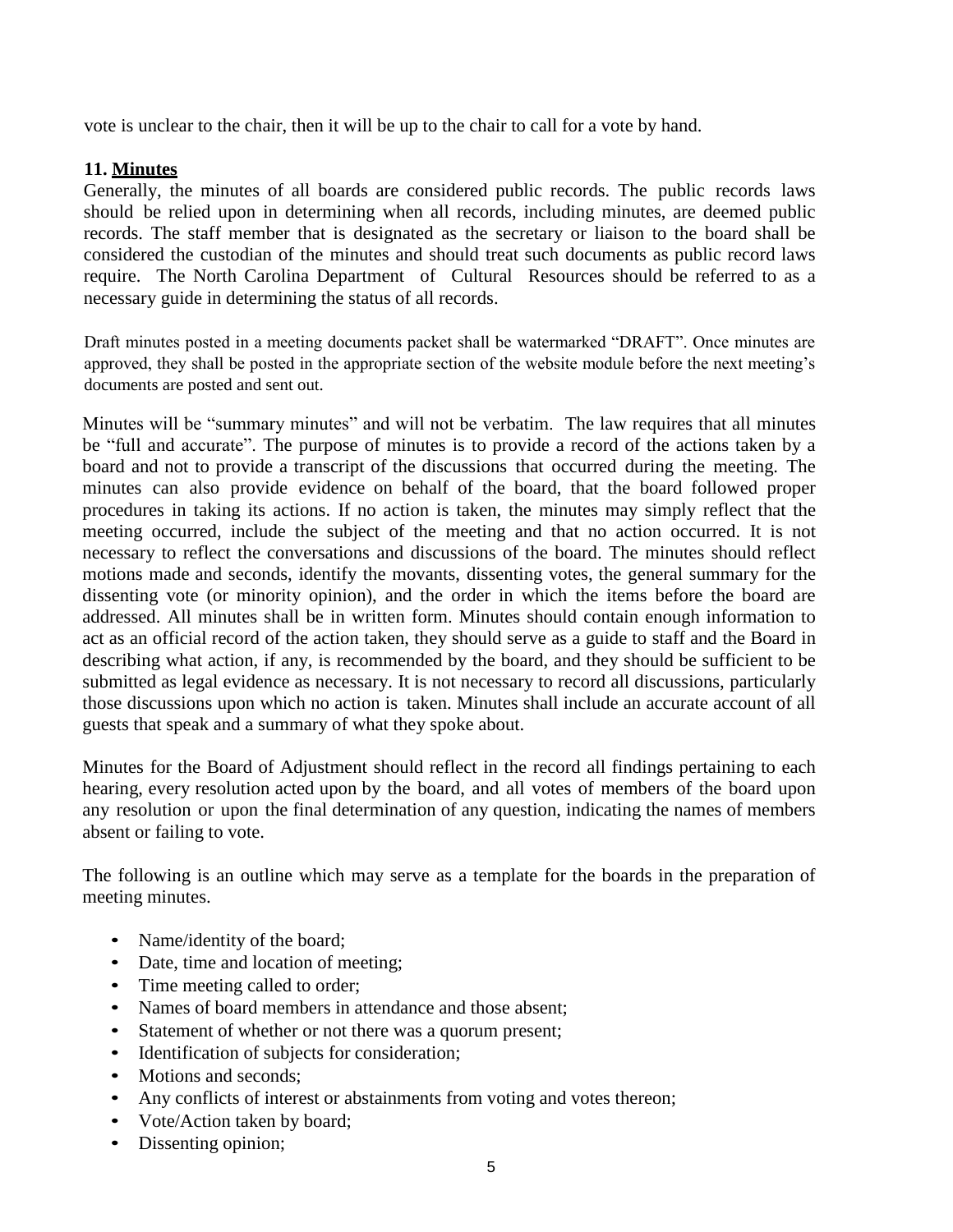vote is unclear to the chair, then it will be up to the chair to call for a vote by hand.

**11. Minutes**

Generally, the minutes of all boards are considered public records. The public records laws should be relied upon in determining when all records, including minutes, are deemed public records. The staff member that is designated as the secretary or liaison to the board shall be considered the custodian of the minutes and should treat such documents as public record laws require. The North Carolina Department of Cultural Resources should be referred to as a necessary guide in determining the status of all records.

Draft minutes posted in a meeting documents packet shall be watermarked "DRAFT". Once minutes are approved, they shall be posted in the appropriate section of the website module before the next meeting's documents are posted and sent out.

Minutes will be "summary minutes" and will not be verbatim. The law requires that all minutes be "full and accurate". The purpose of minutes is to provide a record of the actions taken by a board and not to provide a transcript of the discussions that occurred during the meeting. The minutes can also provide evidence on behalf of the board, that the board followed proper procedures in taking its actions. If no action is taken, the minutes may simply reflect that the meeting occurred, include the subject of the meeting and that no action occurred. It is not necessary to reflect the conversations and discussions of the board. The minutes should reflect motions made and seconds, identify the movants, dissenting votes, the general summary for the dissenting vote (or minority opinion), and the order in which the items before the board are addressed. All minutes shall be in written form. Minutes should contain enough information to act as an official record of the action taken, they should serve as a guide to staff and the Board in describing what action, if any, is recommended by the board, and they should be sufficient to be submitted as legal evidence as necessary. It is not necessary to record all discussions, particularly those discussions upon which no action is taken. Minutes shall include an accurate account of all guests that speak and a summary of what they spoke about.

Minutes for the Board of Adjustment should reflect in the record all findings pertaining to each hearing, every resolution acted upon by the board, and all votes of members of the board upon any resolution or upon the final determination of any question, indicating the names of members absent or failing to vote.

The following is an outline which may serve as a template for the boards in the preparation of meeting minutes.

- Name/identity of the board;
- Date, time and location of meeting;
- Time meeting called to order;
- Names of board members in attendance and those absent;
- Statement of whether or not there was a quorum present;
- Identification of subjects for consideration;
- Motions and seconds;
- Any conflicts of interest or abstainments from voting and votes thereon;
- Vote/Action taken by board;
- Dissenting opinion;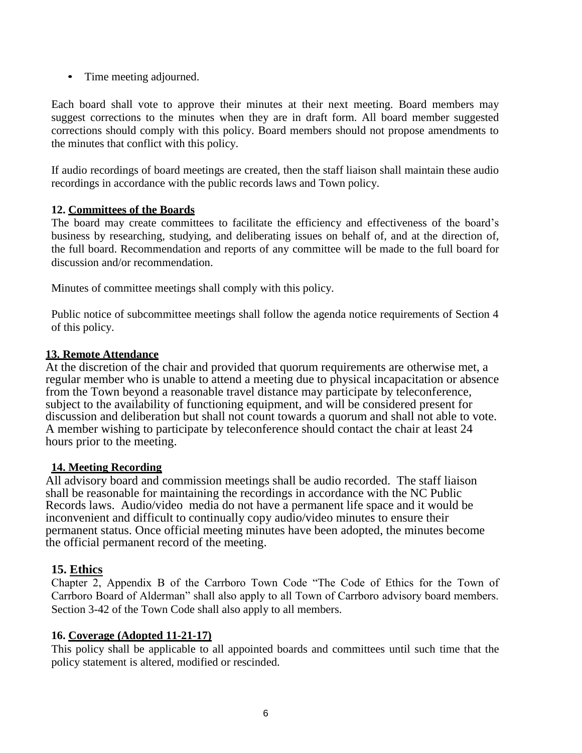- Time meeting adjourned.

Each board shall vote to approve their minutes at their next meeting. Board members may suggest corrections to the minutes when they are in draft form. All board member suggested corrections should comply with this policy. Board members should not propose amendments to the minutes that conflict with this policy.

If audio recordings of board meetings are created, then the staff liaison shall maintain these audio recordings in accordance with the public records laws and Town policy.

**12. Committees of the Boards**

The board may create committees to facilitate the efficiency and effectiveness of the board's business by researching, studying, and deliberating issues on behalf of, and at the direction of, the full board. Recommendation and reports of any committee will be made to the full board for discussion and/or recommendation.

Minutes of committee meetings shall comply with this policy.

Public notice of subcommittee meetings shall follow the agenda notice requirements of Section 4 of this policy.

**13. Remote Attendance**

At the discretion of the chair and provided that quorum requirements are otherwise met, a regular member who is unable to attend a meeting due to physical incapacitation or absence from the Town beyond a reasonable travel distance may participate by teleconference, subject to the availability of functioning equipment, and will be considered present for discussion and deliberation but shall not count towards a quorum and shall not able to vote. A member wishing to participate by teleconference should contact the chair at least 24 hours prior to the meeting.

**14. Meeting Recording**

All advisory board and commission meetings shall be audio recorded. The staff liaison shall be reasonable for maintaining the recordings in accordance with the NC Public Records laws. Audio/video media do not have a permanent life space and it would be inconvenient and difficult to continually copy audio/video minutes to ensure their permanent status. Once official meeting minutes have been adopted, the minutes become the official permanent record of the meeting.

**15. Ethics**

Chapter 2, Appendix B of the Carrboro Town Code "The Code of Ethics for the Town of Carrboro Board of Alderman" shall also apply to all Town of Carrboro advisory board members. Section 3-42 of the Town Code shall also apply to all members.

**16. Coverage (Adopted 11-21-17)**

This policy shall be applicable to all appointed boards and committees until such time that the policy statement is altered, modified or rescinded.